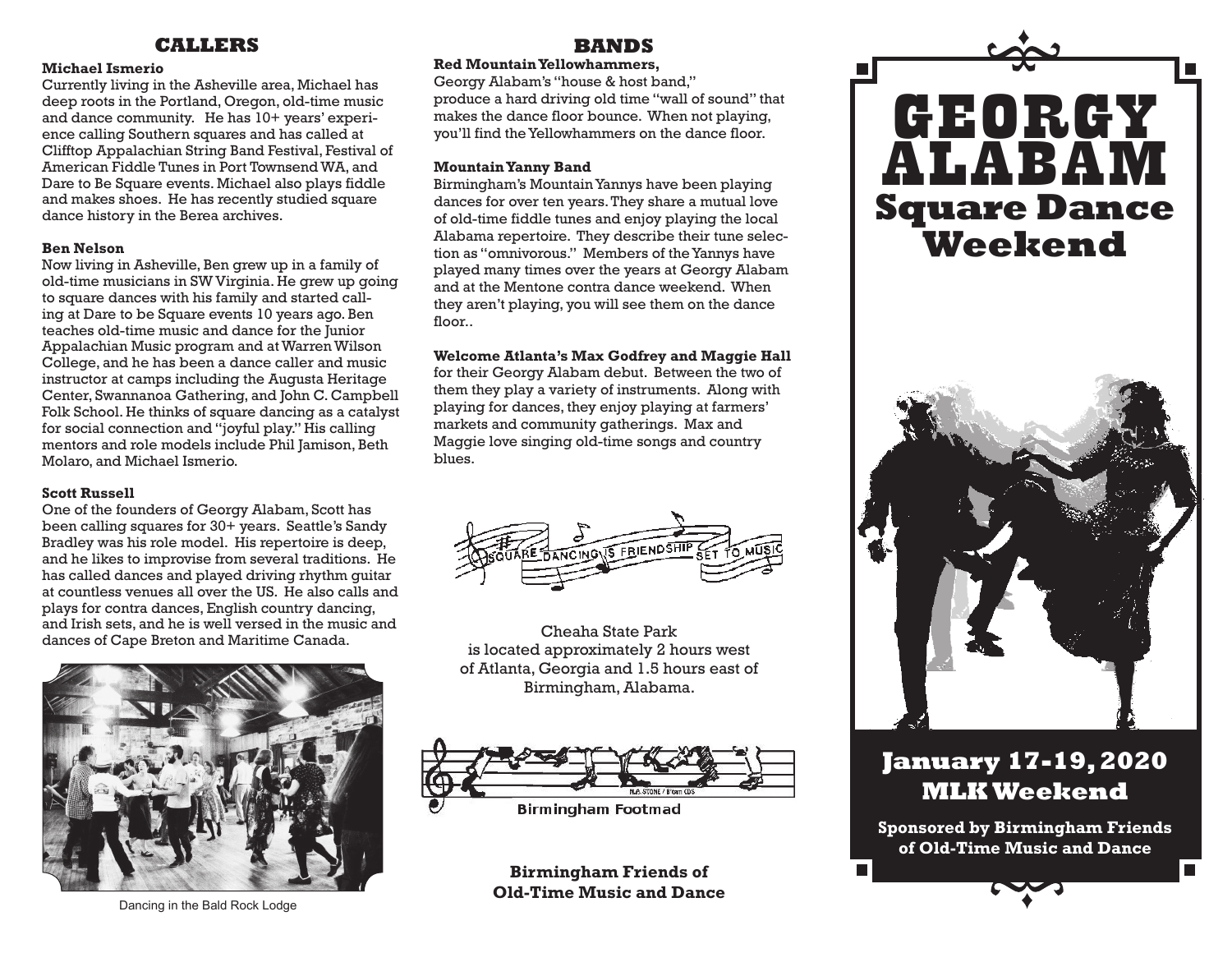## CALLERS

**Michael Ismerio**

Currently living in the Asheville area, Michael has deep roots in the Portland, Oregon, old-time music and dance community. He has 10+ years' experience calling Southern squares and has called at Clifftop Appalachian String Band Festival, Festival of American Fiddle Tunes in Port Townsend WA, and Dare to Be Square events. Michael also plays fiddle and makes shoes. He has recently studied square dance history in the Berea archives.

**Ben Nelson**

Now living in Asheville, Ben grew up in a family of old-time musicians in SW Virginia. He grew up going to square dances with his family and started calling at Dare to be Square events 10 years ago. Ben teaches old-time music and dance for the Junior Appalachian Music program and at Warren Wilson College, and he has been a dance caller and music instructor at camps including the Augusta Heritage Center, Swannanoa Gathering, and John C. Campbell Folk School. He thinks of square dancing as a catalyst for social connection and "joyful play." His calling mentors and role models include Phil Jamison, Beth Molaro, and Michael Ismerio.

**Scott Russell**

One of the founders of Georgy Alabam, Scott has been calling squares for 30+ years. Seattle's Sandy Bradley was his role model. His repertoire is deep, and he likes to improvise from several traditions. He has called dances and played driving rhythm guitar at countless venues all over the US. He also calls and plays for contra dances, English country dancing, and Irish sets, and he is well versed in the music and dances of Cape Breton and Maritime Canada.

Dancing in the Bald Rock Lodge

## BANDS

**Red Mountain Yellowhammers,**
Georgy Alabam's "house & host band," produce a hard driving old time "wall of sound" that makes the dance floor bounce. When not playing, you'll find the Yellowhammers on the dance floor.

**Mountain Yanny Band**

Birmingham's Mountain Yannys have been playing dances for over ten years. They share a mutual love of old-time fiddle tunes and enjoy playing the local Alabama repertoire. They describe their tune selection as "omnivorous." Members of the Yannys have played many times over the years at Georgy Alabam and at the Mentone contra dance weekend. When they aren't playing, you will see them on the dance floor..

**Welcome Atlanta's Max Godfrey and Maggie Hall** for their Georgy Alabam debut. Between the two of them they play a variety of instruments. Along with playing for dances, they enjoy playing at farmers' markets and community gatherings. Max and Maggie love singing old-time songs and country blues.

Square Dancing is Friendship Set to Music

Cheaha State Park is located approximately 2 hours west of Atlanta, Georgia and 1.5 hours east of Birmingham, Alabama.

Birmingham Footmad

**Birmingham Friends of Old-Time Music and Dance**

# GEORGY ALABAM Square Dance Weekend

## January 17-19, 2020 MLK Weekend

**Sponsored by Birmingham Friends of Old-Time Music and Dance**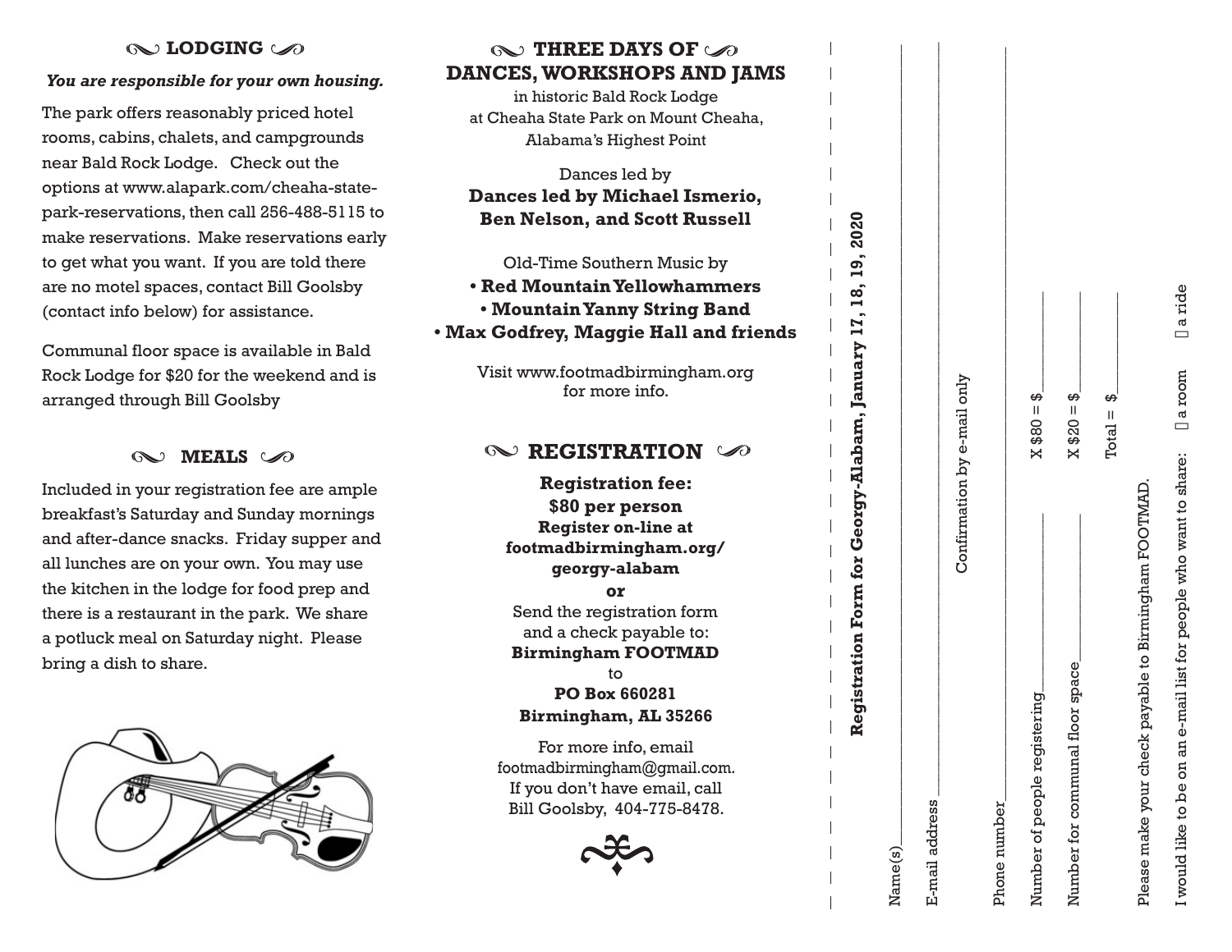## LODGING

***You are responsible for your own housing.***

The park offers reasonably priced hotel rooms, cabins, chalets, and campgrounds near Bald Rock Lodge. Check out the options at www.alapark.com/cheaha-state-park-reservations, then call 256-488-5115 to make reservations. Make reservations early to get what you want. If you are told there are no motel spaces, contact Bill Goolsby (contact info below) for assistance.

Communal floor space is available in Bald Rock Lodge for $20 for the weekend and is arranged through Bill Goolsby

## MEALS

Included in your registration fee are ample breakfast's Saturday and Sunday mornings and after-dance snacks. Friday supper and all lunches are on your own. You may use the kitchen in the lodge for food prep and there is a restaurant in the park. We share a potluck meal on Saturday night. Please bring a dish to share.

## THREE DAYS OF DANCES, WORKSHOPS AND JAMS

in historic Bald Rock Lodge
at Cheaha State Park on Mount Cheaha,
Alabama's Highest Point

Dances led by
**Dances led by Michael Ismerio, Ben Nelson, and Scott Russell**

Old-Time Southern Music by
- **Red Mountain Yellowhammers**
- **Mountain Yanny String Band**
- **Max Godfrey, Maggie Hall and friends**

Visit www.footmadbirmingham.org for more info.

## REGISTRATION

**Registration fee:**
**$80 per person**
**Register on-line at footmadbirmingham.org/georgy-alabam**

**or**

Send the registration form and a check payable to:
**Birmingham FOOTMAD**
to
**PO Box 660281**
**Birmingham, AL 35266**

For more info, email footmadbirmingham@gmail.com.
If you don't have email, call Bill Goolsby, 404-775-8478.

**Registration Form for Georgy-Alabam, January 17, 18, 19, 2020**

Name(s)________________________________

E-mail address ________________________________

Confirmation by e-mail only

Phone number________________________________

Number of people registering__________ X $80 = $__________

Number for communal floor space__________ X $20 = $__________

Total = $__________

Please make your check payable to Birmingham FOOTMAD.

I would like to be on an e-mail list for people who want to share: [] a room [] a ride